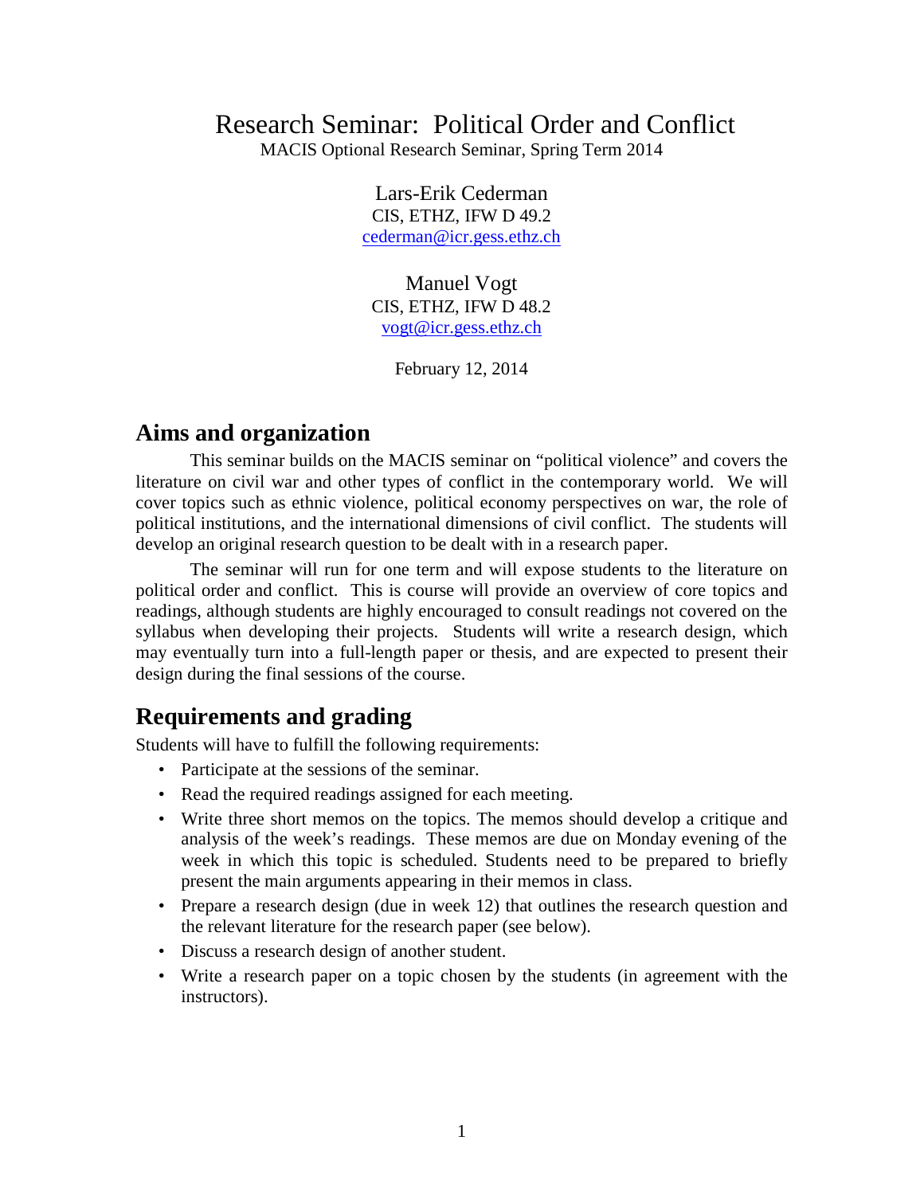# Research Seminar: Political Order and Conflict

MACIS Optional Research Seminar, Spring Term 2014

Lars-Erik Cederman
CIS, ETHZ, IFW D 49.2
cederman@icr.gess.ethz.ch

Manuel Vogt
CIS, ETHZ, IFW D 48.2
vogt@icr.gess.ethz.ch

February 12, 2014

## Aims and organization

This seminar builds on the MACIS seminar on "political violence" and covers the literature on civil war and other types of conflict in the contemporary world. We will cover topics such as ethnic violence, political economy perspectives on war, the role of political institutions, and the international dimensions of civil conflict. The students will develop an original research question to be dealt with in a research paper.

The seminar will run for one term and will expose students to the literature on political order and conflict. This is course will provide an overview of core topics and readings, although students are highly encouraged to consult readings not covered on the syllabus when developing their projects. Students will write a research design, which may eventually turn into a full-length paper or thesis, and are expected to present their design during the final sessions of the course.

## Requirements and grading

Students will have to fulfill the following requirements:

- Participate at the sessions of the seminar.
- Read the required readings assigned for each meeting.
- Write three short memos on the topics. The memos should develop a critique and analysis of the week's readings. These memos are due on Monday evening of the week in which this topic is scheduled. Students need to be prepared to briefly present the main arguments appearing in their memos in class.
- Prepare a research design (due in week 12) that outlines the research question and the relevant literature for the research paper (see below).
- Discuss a research design of another student.
- Write a research paper on a topic chosen by the students (in agreement with the instructors).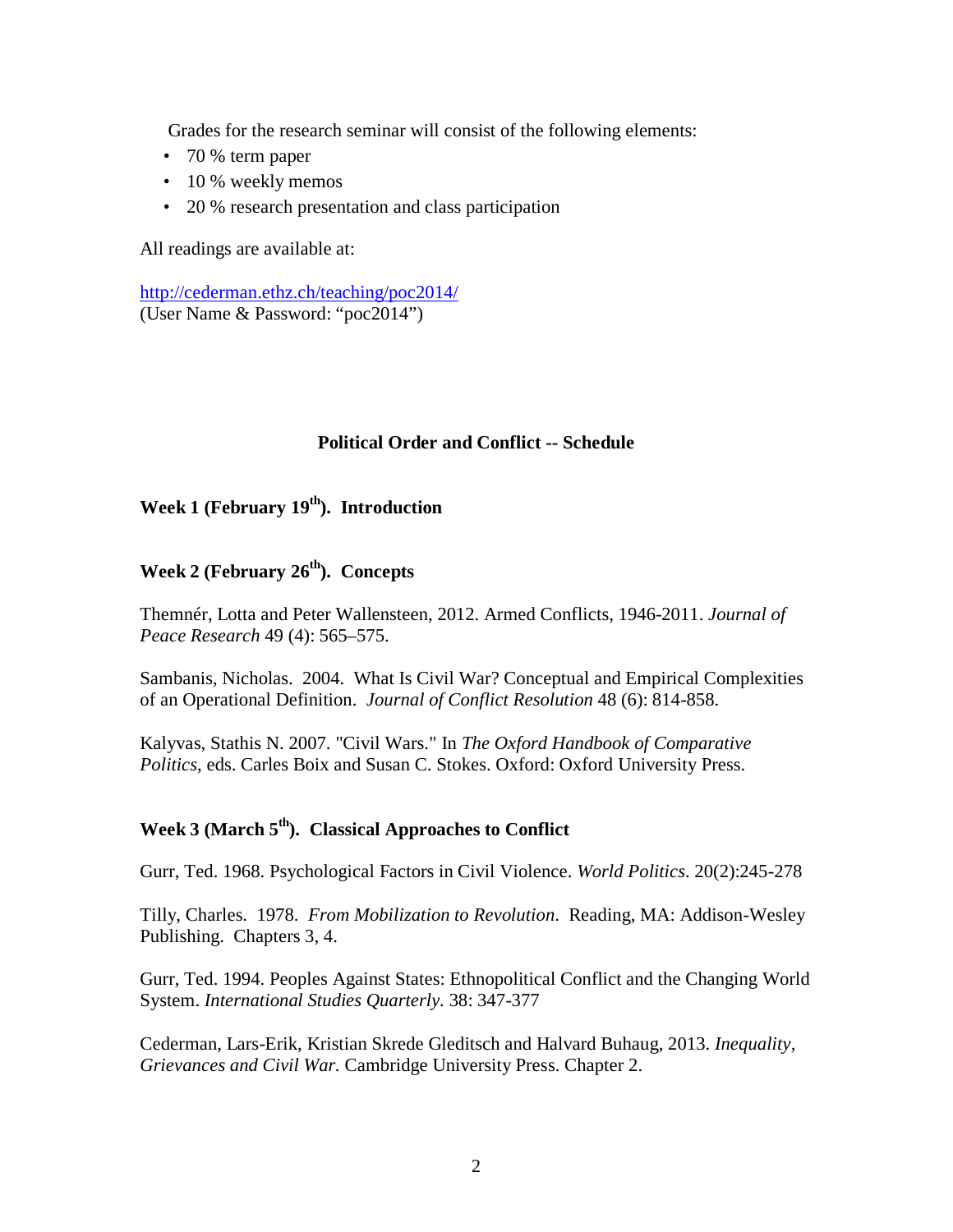Grades for the research seminar will consist of the following elements:

- 70 % term paper
- 10 % weekly memos
- 20 % research presentation and class participation

All readings are available at:

http://cederman.ethz.ch/teaching/poc2014/
(User Name & Password: "poc2014")

## Political Order and Conflict -- Schedule

### Week 1 (February 19th). Introduction

### Week 2 (February 26th). Concepts

Themnér, Lotta and Peter Wallensteen, 2012. Armed Conflicts, 1946-2011. *Journal of Peace Research* 49 (4): 565–575.

Sambanis, Nicholas. 2004. What Is Civil War? Conceptual and Empirical Complexities of an Operational Definition. *Journal of Conflict Resolution* 48 (6): 814-858.

Kalyvas, Stathis N. 2007. "Civil Wars." In *The Oxford Handbook of Comparative Politics*, eds. Carles Boix and Susan C. Stokes. Oxford: Oxford University Press.

### Week 3 (March 5th). Classical Approaches to Conflict

Gurr, Ted. 1968. Psychological Factors in Civil Violence. *World Politics*. 20(2):245-278

Tilly, Charles. 1978. *From Mobilization to Revolution*. Reading, MA: Addison-Wesley Publishing. Chapters 3, 4.

Gurr, Ted. 1994. Peoples Against States: Ethnopolitical Conflict and the Changing World System. *International Studies Quarterly*. 38: 347-377

Cederman, Lars-Erik, Kristian Skrede Gleditsch and Halvard Buhaug, 2013. *Inequality, Grievances and Civil War.* Cambridge University Press. Chapter 2.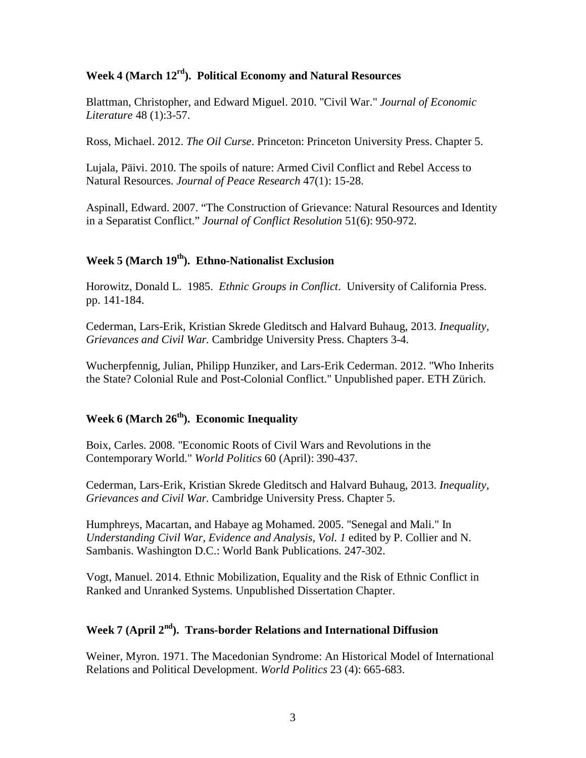### Week 4 (March 12rd). Political Economy and Natural Resources

Blattman, Christopher, and Edward Miguel. 2010. "Civil War." *Journal of Economic Literature* 48 (1):3-57.

Ross, Michael. 2012. *The Oil Curse*. Princeton: Princeton University Press. Chapter 5.

Lujala, Päivi. 2010. The spoils of nature: Armed Civil Conflict and Rebel Access to Natural Resources. *Journal of Peace Research* 47(1): 15-28.

Aspinall, Edward. 2007. "The Construction of Grievance: Natural Resources and Identity in a Separatist Conflict." *Journal of Conflict Resolution* 51(6): 950-972.

### Week 5 (March 19th). Ethno-Nationalist Exclusion

Horowitz, Donald L. 1985. *Ethnic Groups in Conflict*. University of California Press. pp. 141-184.

Cederman, Lars-Erik, Kristian Skrede Gleditsch and Halvard Buhaug, 2013. *Inequality, Grievances and Civil War.* Cambridge University Press. Chapters 3-4.

Wucherpfennig, Julian, Philipp Hunziker, and Lars-Erik Cederman. 2012. "Who Inherits the State? Colonial Rule and Post-Colonial Conflict." Unpublished paper. ETH Zürich.

### Week 6 (March 26th). Economic Inequality

Boix, Carles. 2008. "Economic Roots of Civil Wars and Revolutions in the Contemporary World." *World Politics* 60 (April): 390-437.

Cederman, Lars-Erik, Kristian Skrede Gleditsch and Halvard Buhaug, 2013. *Inequality, Grievances and Civil War.* Cambridge University Press. Chapter 5.

Humphreys, Macartan, and Habaye ag Mohamed. 2005. "Senegal and Mali." In *Understanding Civil War, Evidence and Analysis, Vol. 1* edited by P. Collier and N. Sambanis. Washington D.C.: World Bank Publications. 247-302.

Vogt, Manuel. 2014. Ethnic Mobilization, Equality and the Risk of Ethnic Conflict in Ranked and Unranked Systems. Unpublished Dissertation Chapter.

### Week 7 (April 2nd). Trans-border Relations and International Diffusion

Weiner, Myron. 1971. The Macedonian Syndrome: An Historical Model of International Relations and Political Development. *World Politics* 23 (4): 665-683.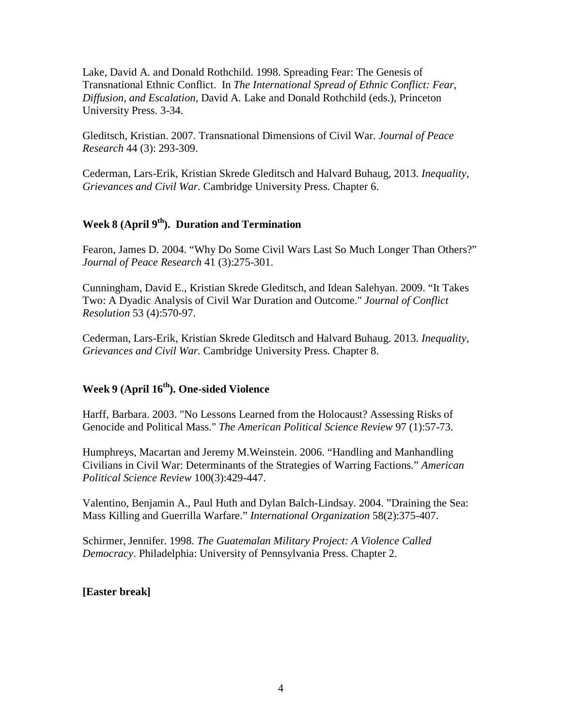Lake, David A. and Donald Rothchild. 1998. Spreading Fear: The Genesis of Transnational Ethnic Conflict. In *The International Spread of Ethnic Conflict: Fear, Diffusion, and Escalation*, David A. Lake and Donald Rothchild (eds.), Princeton University Press. 3-34.

Gleditsch, Kristian. 2007. Transnational Dimensions of Civil War. *Journal of Peace Research* 44 (3): 293-309.

Cederman, Lars-Erik, Kristian Skrede Gleditsch and Halvard Buhaug, 2013. *Inequality, Grievances and Civil War.* Cambridge University Press. Chapter 6.

### Week 8 (April 9th). Duration and Termination

Fearon, James D. 2004. "Why Do Some Civil Wars Last So Much Longer Than Others?" *Journal of Peace Research* 41 (3):275-301.

Cunningham, David E., Kristian Skrede Gleditsch, and Idean Salehyan. 2009. "It Takes Two: A Dyadic Analysis of Civil War Duration and Outcome." *Journal of Conflict Resolution* 53 (4):570-97.

Cederman, Lars-Erik, Kristian Skrede Gleditsch and Halvard Buhaug. 2013. *Inequality, Grievances and Civil War.* Cambridge University Press. Chapter 8.

### Week 9 (April 16th). One-sided Violence

Harff, Barbara. 2003. "No Lessons Learned from the Holocaust? Assessing Risks of Genocide and Political Mass." *The American Political Science Review* 97 (1):57-73.

Humphreys, Macartan and Jeremy M.Weinstein. 2006. "Handling and Manhandling Civilians in Civil War: Determinants of the Strategies of Warring Factions." *American Political Science Review* 100(3):429-447.

Valentino, Benjamin A., Paul Huth and Dylan Balch-Lindsay. 2004. "Draining the Sea: Mass Killing and Guerrilla Warfare." *International Organization* 58(2):375-407.

Schirmer, Jennifer. 1998. *The Guatemalan Military Project: A Violence Called Democracy*. Philadelphia: University of Pennsylvania Press. Chapter 2.

**[Easter break]**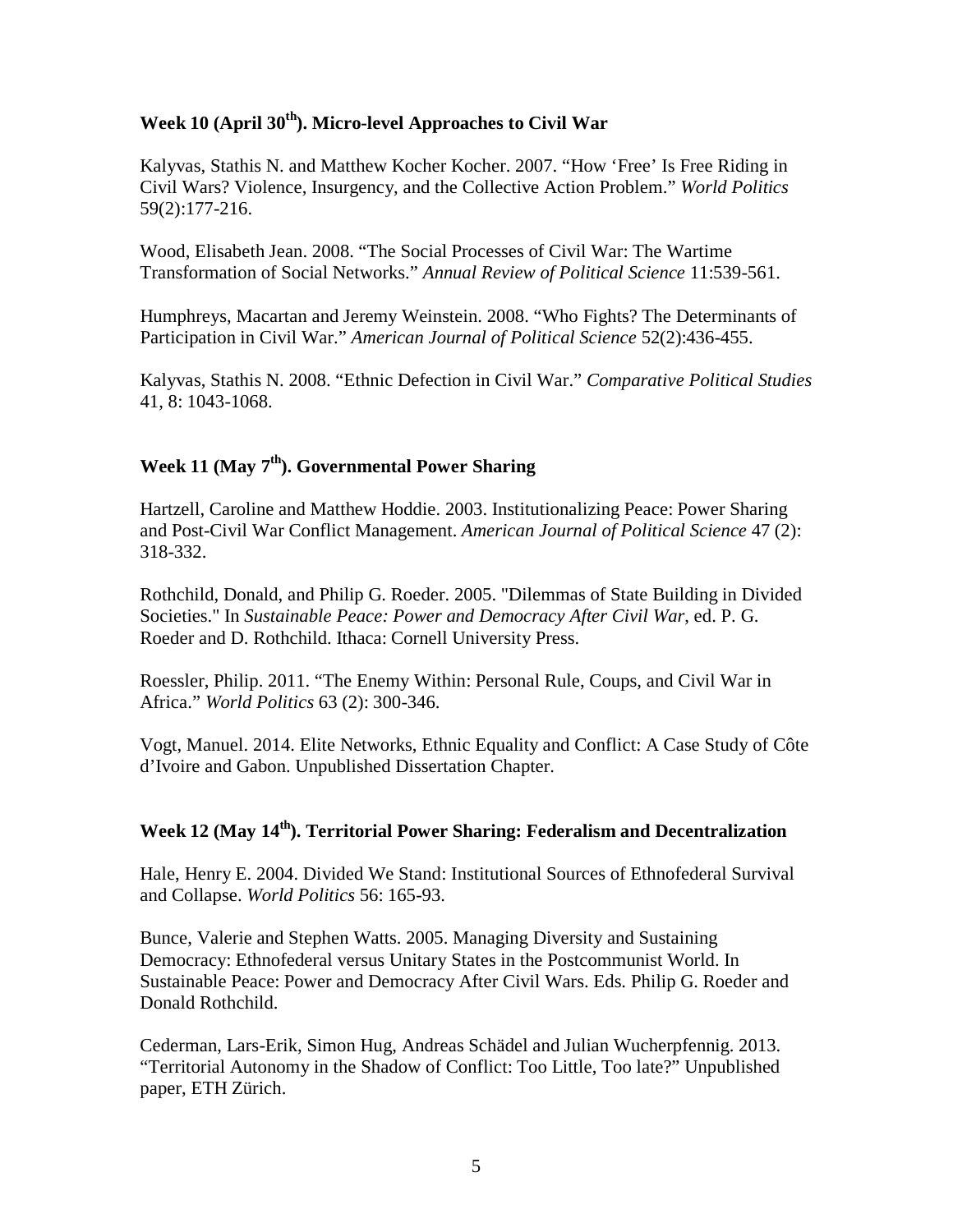## Week 10 (April 30th). Micro-level Approaches to Civil War

Kalyvas, Stathis N. and Matthew Kocher Kocher. 2007. "How 'Free' Is Free Riding in Civil Wars? Violence, Insurgency, and the Collective Action Problem." *World Politics* 59(2):177-216.

Wood, Elisabeth Jean. 2008. "The Social Processes of Civil War: The Wartime Transformation of Social Networks." *Annual Review of Political Science* 11:539-561.

Humphreys, Macartan and Jeremy Weinstein. 2008. "Who Fights? The Determinants of Participation in Civil War." *American Journal of Political Science* 52(2):436-455.

Kalyvas, Stathis N. 2008. "Ethnic Defection in Civil War." *Comparative Political Studies* 41, 8: 1043-1068.

## Week 11 (May 7th). Governmental Power Sharing

Hartzell, Caroline and Matthew Hoddie. 2003. Institutionalizing Peace: Power Sharing and Post-Civil War Conflict Management. *American Journal of Political Science* 47 (2): 318-332.

Rothchild, Donald, and Philip G. Roeder. 2005. "Dilemmas of State Building in Divided Societies." In *Sustainable Peace: Power and Democracy After Civil War*, ed. P. G. Roeder and D. Rothchild. Ithaca: Cornell University Press.

Roessler, Philip. 2011. "The Enemy Within: Personal Rule, Coups, and Civil War in Africa." *World Politics* 63 (2): 300-346.

Vogt, Manuel. 2014. Elite Networks, Ethnic Equality and Conflict: A Case Study of Côte d'Ivoire and Gabon. Unpublished Dissertation Chapter.

## Week 12 (May 14th). Territorial Power Sharing: Federalism and Decentralization

Hale, Henry E. 2004. Divided We Stand: Institutional Sources of Ethnofederal Survival and Collapse. *World Politics* 56: 165-93.

Bunce, Valerie and Stephen Watts. 2005. Managing Diversity and Sustaining Democracy: Ethnofederal versus Unitary States in the Postcommunist World. In Sustainable Peace: Power and Democracy After Civil Wars. Eds. Philip G. Roeder and Donald Rothchild.

Cederman, Lars-Erik, Simon Hug, Andreas Schädel and Julian Wucherpfennig. 2013. "Territorial Autonomy in the Shadow of Conflict: Too Little, Too late?" Unpublished paper, ETH Zürich.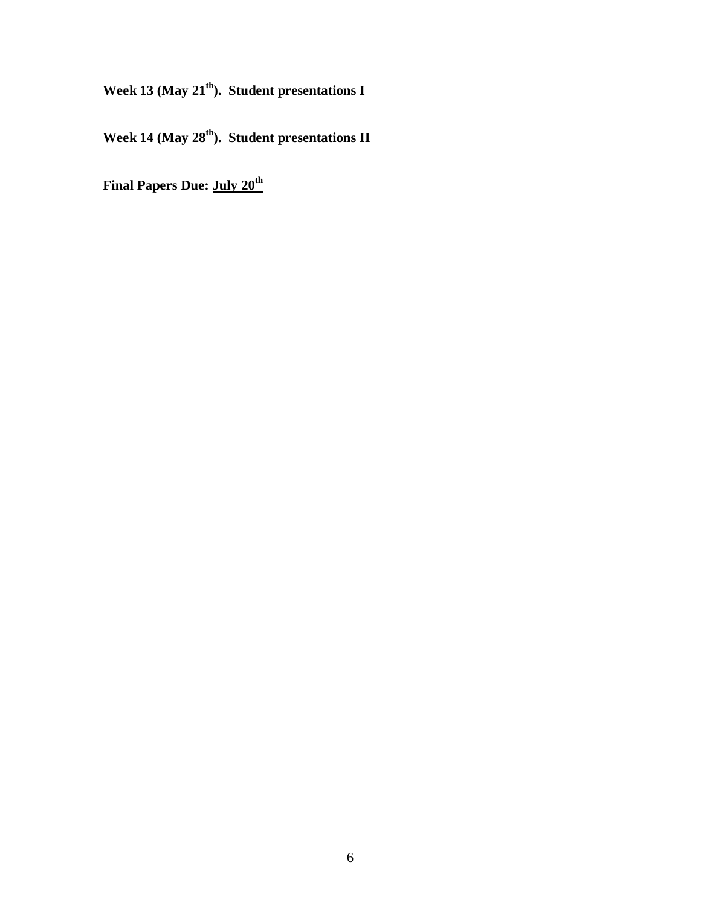**Week 13 (May 21th). Student presentations I**

**Week 14 (May 28th). Student presentations II**

**Final Papers Due: <u>July 20th</u>**